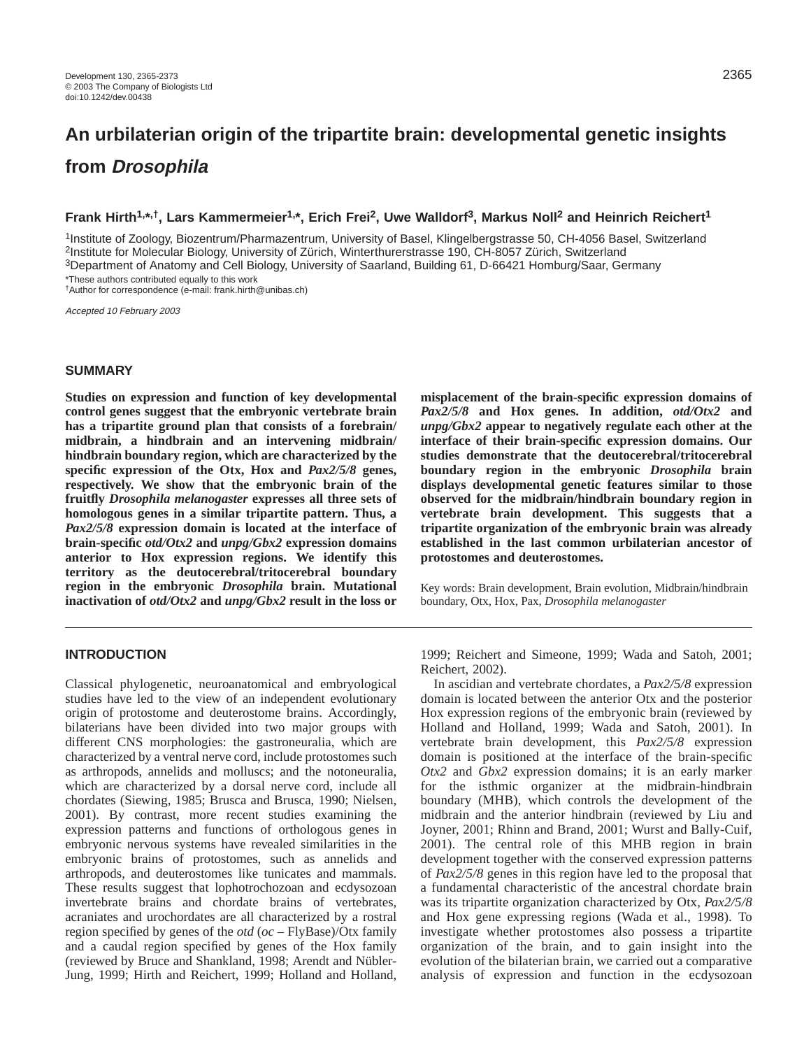# An urbilaterian origin of the tripartite brain: developmental genetic insights from *Drosophila*

**Frank Hirth[1,*,†], Lars Kammermeier[1,*], Erich Frei[2], Uwe Walldorf[3], Markus Noll[2] and Heinrich Reichert[1]**

[1]Institute of Zoology, Biozentrum/Pharmazentrum, University of Basel, Klingelbergstrasse 50, CH-4056 Basel, Switzerland
[2]Institute for Molecular Biology, University of Zürich, Winterthurerstrasse 190, CH-8057 Zürich, Switzerland
[3]Department of Anatomy and Cell Biology, University of Saarland, Building 61, D-66421 Homburg/Saar, Germany

*These authors contributed equally to this work
†Author for correspondence (e-mail: frank.hirth@unibas.ch)

*Accepted 10 February 2003*

## SUMMARY

**Studies on expression and function of key developmental control genes suggest that the embryonic vertebrate brain has a tripartite ground plan that consists of a forebrain/midbrain, a hindbrain and an intervening midbrain/hindbrain boundary region, which are characterized by the specific expression of the Otx, Hox and *Pax2/5/8* genes, respectively. We show that the embryonic brain of the fruitfly *Drosophila melanogaster* expresses all three sets of homologous genes in a similar tripartite pattern. Thus, a *Pax2/5/8* expression domain is located at the interface of brain-specific *otd/Otx2* and *unpg/Gbx2* expression domains anterior to Hox expression regions. We identify this territory as the deutocerebral/tritocerebral boundary region in the embryonic *Drosophila* brain. Mutational inactivation of *otd/Otx2* and *unpg/Gbx2* result in the loss or misplacement of the brain-specific expression domains of *Pax2/5/8* and Hox genes. In addition, *otd/Otx2* and *unpg/Gbx2* appear to negatively regulate each other at the interface of their brain-specific expression domains. Our studies demonstrate that the deutocerebral/tritocerebral boundary region in the embryonic *Drosophila* brain displays developmental genetic features similar to those observed for the midbrain/hindbrain boundary region in vertebrate brain development. This suggests that a tripartite organization of the embryonic brain was already established in the last common urbilaterian ancestor of protostomes and deuterostomes.**

Key words: Brain development, Brain evolution, Midbrain/hindbrain boundary, Otx, Hox, Pax, *Drosophila melanogaster*

## INTRODUCTION

Classical phylogenetic, neuroanatomical and embryological studies have led to the view of an independent evolutionary origin of protostome and deuterostome brains. Accordingly, bilaterians have been divided into two major groups with different CNS morphologies: the gastroneuralia, which are characterized by a ventral nerve cord, include protostomes such as arthropods, annelids and molluscs; and the notoneuralia, which are characterized by a dorsal nerve cord, include all chordates (Siewing, 1985; Brusca and Brusca, 1990; Nielsen, 2001). By contrast, more recent studies examining the expression patterns and functions of orthologous genes in embryonic nervous systems have revealed similarities in the embryonic brains of protostomes, such as annelids and arthropods, and deuterostomes like tunicates and mammals. These results suggest that lophotrochozoan and ecdysozoan invertebrate brains and chordate brains of vertebrates, acraniates and urochordates are all characterized by a rostral region specified by genes of the *otd* (*oc* – FlyBase)/Otx family and a caudal region specified by genes of the Hox family (reviewed by Bruce and Shankland, 1998; Arendt and Nübler-Jung, 1999; Hirth and Reichert, 1999; Holland and Holland, 1999; Reichert and Simeone, 1999; Wada and Satoh, 2001; Reichert, 2002).

In ascidian and vertebrate chordates, a *Pax2/5/8* expression domain is located between the anterior Otx and the posterior Hox expression regions of the embryonic brain (reviewed by Holland and Holland, 1999; Wada and Satoh, 2001). In vertebrate brain development, this *Pax2/5/8* expression domain is positioned at the interface of the brain-specific *Otx2* and *Gbx2* expression domains; it is an early marker for the isthmic organizer at the midbrain-hindbrain boundary (MHB), which controls the development of the midbrain and the anterior hindbrain (reviewed by Liu and Joyner, 2001; Rhinn and Brand, 2001; Wurst and Bally-Cuif, 2001). The central role of this MHB region in brain development together with the conserved expression patterns of *Pax2/5/8* genes in this region have led to the proposal that a fundamental characteristic of the ancestral chordate brain was its tripartite organization characterized by Otx, *Pax2/5/8* and Hox gene expressing regions (Wada et al., 1998). To investigate whether protostomes also possess a tripartite organization of the brain, and to gain insight into the evolution of the bilaterian brain, we carried out a comparative analysis of expression and function in the ecdysozoan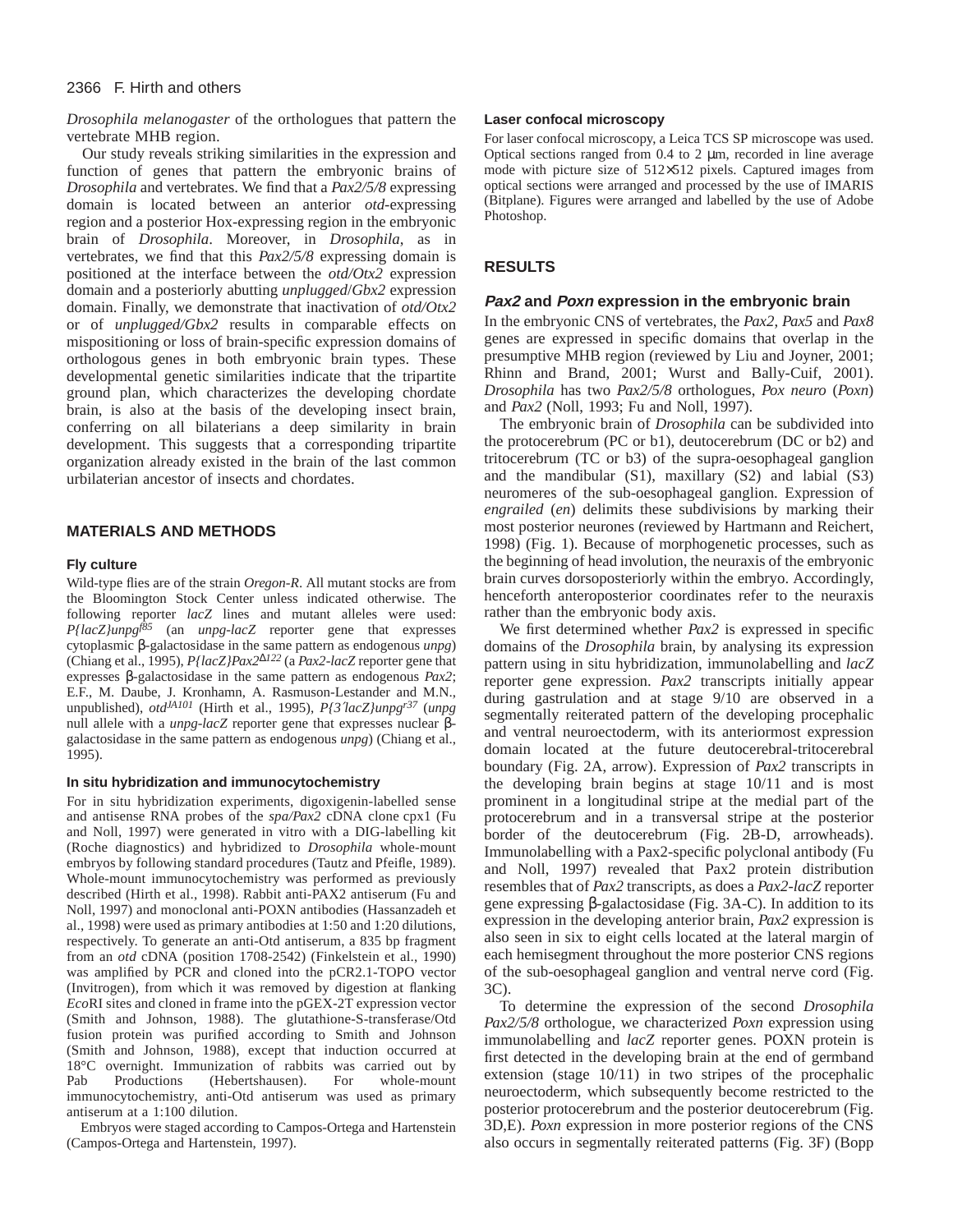*Drosophila melanogaster* of the orthologues that pattern the vertebrate MHB region.

Our study reveals striking similarities in the expression and function of genes that pattern the embryonic brains of *Drosophila* and vertebrates. We find that a *Pax2/5/8* expressing domain is located between an anterior *otd*-expressing region and a posterior Hox-expressing region in the embryonic brain of *Drosophila*. Moreover, in *Drosophila*, as in vertebrates, we find that this *Pax2/5/8* expressing domain is positioned at the interface between the *otd/Otx2* expression domain and a posteriorly abutting *unplugged*/*Gbx2* expression domain. Finally, we demonstrate that inactivation of *otd/Otx2* or of *unplugged/Gbx2* results in comparable effects on mispositioning or loss of brain-specific expression domains of orthologous genes in both embryonic brain types. These developmental genetic similarities indicate that the tripartite ground plan, which characterizes the developing chordate brain, is also at the basis of the developing insect brain, conferring on all bilaterians a deep similarity in brain development. This suggests that a corresponding tripartite organization already existed in the brain of the last common urbilaterian ancestor of insects and chordates.

## MATERIALS AND METHODS

### Fly culture

Wild-type flies are of the strain *Oregon-R*. All mutant stocks are from the Bloomington Stock Center unless indicated otherwise. The following reporter *lacZ* lines and mutant alleles were used: *P{lacZ}unpg$^{f85}$* (an *unpg-lacZ* reporter gene that expresses cytoplasmic β-galactosidase in the same pattern as endogenous *unpg*) (Chiang et al., 1995), *P{lacZ}Pax2$^{\Delta 122}$* (a *Pax2-lacZ* reporter gene that expresses β-galactosidase in the same pattern as endogenous *Pax2*; E.F., M. Daube, J. Kronhamn, A. Rasmuson-Lestander and M.N., unpublished), *otd$^{JA101}$* (Hirth et al., 1995), *P{3′lacZ}unpg$^{r37}$* (*unpg* null allele with a *unpg-lacZ* reporter gene that expresses nuclear β-galactosidase in the same pattern as endogenous *unpg*) (Chiang et al., 1995).

### In situ hybridization and immunocytochemistry

For in situ hybridization experiments, digoxigenin-labelled sense and antisense RNA probes of the *spa/Pax2* cDNA clone cpx1 (Fu and Noll, 1997) were generated in vitro with a DIG-labelling kit (Roche diagnostics) and hybridized to *Drosophila* whole-mount embryos by following standard procedures (Tautz and Pfeifle, 1989). Whole-mount immunocytochemistry was performed as previously described (Hirth et al., 1998). Rabbit anti-PAX2 antiserum (Fu and Noll, 1997) and monoclonal anti-POXN antibodies (Hassanzadeh et al., 1998) were used as primary antibodies at 1:50 and 1:20 dilutions, respectively. To generate an anti-Otd antiserum, a 835 bp fragment from an *otd* cDNA (position 1708-2542) (Finkelstein et al., 1990) was amplified by PCR and cloned into the pCR2.1-TOPO vector (Invitrogen), from which it was removed by digestion at flanking *Eco*RI sites and cloned in frame into the pGEX-2T expression vector (Smith and Johnson, 1988). The glutathione-S-transferase/Otd fusion protein was purified according to Smith and Johnson (Smith and Johnson, 1988), except that induction occurred at 18°C overnight. Immunization of rabbits was carried out by Pab Productions (Hebertshausen). For whole-mount immunocytochemistry, anti-Otd antiserum was used as primary antiserum at a 1:100 dilution.

Embryos were staged according to Campos-Ortega and Hartenstein (Campos-Ortega and Hartenstein, 1997).

### Laser confocal microscopy

For laser confocal microscopy, a Leica TCS SP microscope was used. Optical sections ranged from 0.4 to 2 μm, recorded in line average mode with picture size of 512×512 pixels. Captured images from optical sections were arranged and processed by the use of IMARIS (Bitplane). Figures were arranged and labelled by the use of Adobe Photoshop.

## RESULTS

### *Pax2* and *Poxn* expression in the embryonic brain

In the embryonic CNS of vertebrates, the *Pax2*, *Pax5* and *Pax8* genes are expressed in specific domains that overlap in the presumptive MHB region (reviewed by Liu and Joyner, 2001; Rhinn and Brand, 2001; Wurst and Bally-Cuif, 2001). *Drosophila* has two *Pax2/5/8* orthologues, *Pox neuro* (*Poxn*) and *Pax2* (Noll, 1993; Fu and Noll, 1997).

The embryonic brain of *Drosophila* can be subdivided into the protocerebrum (PC or b1), deutocerebrum (DC or b2) and tritocerebrum (TC or b3) of the supra-oesophageal ganglion and the mandibular (S1), maxillary (S2) and labial (S3) neuromeres of the sub-oesophageal ganglion. Expression of *engrailed* (*en*) delimits these subdivisions by marking their most posterior neurones (reviewed by Hartmann and Reichert, 1998) (Fig. 1). Because of morphogenetic processes, such as the beginning of head involution, the neuraxis of the embryonic brain curves dorsoposteriorly within the embryo. Accordingly, henceforth anteroposterior coordinates refer to the neuraxis rather than the embryonic body axis.

We first determined whether *Pax2* is expressed in specific domains of the *Drosophila* brain, by analysing its expression pattern using in situ hybridization, immunolabelling and *lacZ* reporter gene expression. *Pax2* transcripts initially appear during gastrulation and at stage 9/10 are observed in a segmentally reiterated pattern of the developing procephalic and ventral neuroectoderm, with its anteriormost expression domain located at the future deutocerebral-tritocerebral boundary (Fig. 2A, arrow). Expression of *Pax2* transcripts in the developing brain begins at stage 10/11 and is most prominent in a longitudinal stripe at the medial part of the protocerebrum and in a transversal stripe at the posterior border of the deutocerebrum (Fig. 2B-D, arrowheads). Immunolabelling with a Pax2-specific polyclonal antibody (Fu and Noll, 1997) revealed that Pax2 protein distribution resembles that of *Pax2* transcripts, as does a *Pax2-lacZ* reporter gene expressing β-galactosidase (Fig. 3A-C). In addition to its expression in the developing anterior brain, *Pax2* expression is also seen in six to eight cells located at the lateral margin of each hemisegment throughout the more posterior CNS regions of the sub-oesophageal ganglion and ventral nerve cord (Fig. 3C).

To determine the expression of the second *Drosophila Pax2/5/8* orthologue, we characterized *Poxn* expression using immunolabelling and *lacZ* reporter genes. POXN protein is first detected in the developing brain at the end of germband extension (stage 10/11) in two stripes of the procephalic neuroectoderm, which subsequently become restricted to the posterior protocerebrum and the posterior deutocerebrum (Fig. 3D,E). *Poxn* expression in more posterior regions of the CNS also occurs in segmentally reiterated patterns (Fig. 3F) (Bopp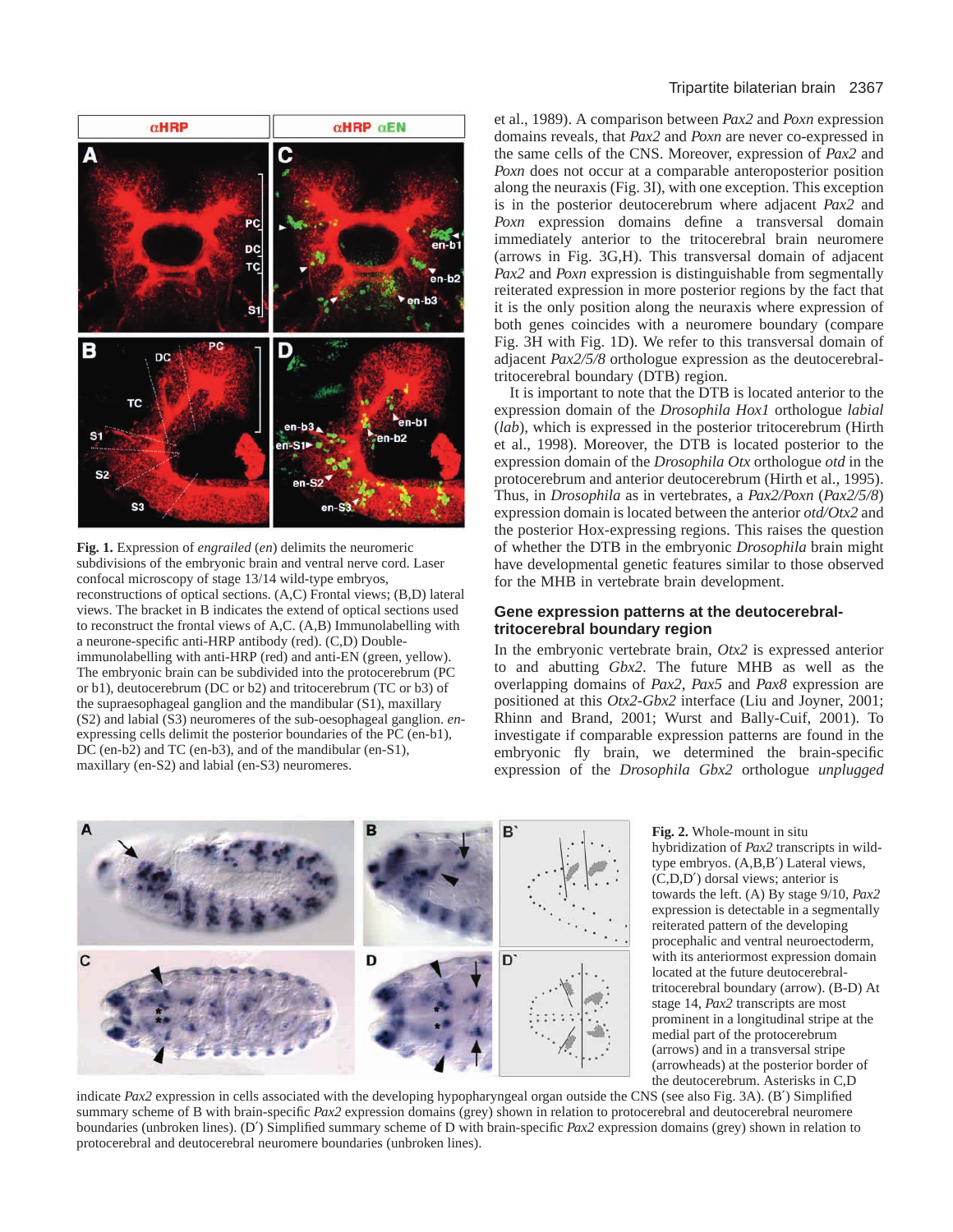**Fig. 1.** Expression of *engrailed* (*en*) delimits the neuromeric subdivisions of the embryonic brain and ventral nerve cord. Laser confocal microscopy of stage 13/14 wild-type embryos, reconstructions of optical sections. (A,C) Frontal views; (B,D) lateral views. The bracket in B indicates the extend of optical sections used to reconstruct the frontal views of A,C. (A,B) Immunolabelling with a neurone-specific anti-HRP antibody (red). (C,D) Double-immunolabelling with anti-HRP (red) and anti-EN (green, yellow). The embryonic brain can be subdivided into the protocerebrum (PC or b1), deutocerebrum (DC or b2) and tritocerebrum (TC or b3) of the supraesophageal ganglion and the mandibular (S1), maxillary (S2) and labial (S3) neuromeres of the sub-oesophageal ganglion. *en*-expressing cells delimit the posterior boundaries of the PC (en-b1), DC (en-b2) and TC (en-b3), and of the mandibular (en-S1), maxillary (en-S2) and labial (en-S3) neuromeres.

et al., 1989). A comparison between *Pax2* and *Poxn* expression domains reveals, that *Pax2* and *Poxn* are never co-expressed in the same cells of the CNS. Moreover, expression of *Pax2* and *Poxn* does not occur at a comparable anteroposterior position along the neuraxis (Fig. 3I), with one exception. This exception is in the posterior deutocerebrum where adjacent *Pax2* and *Poxn* expression domains define a transversal domain immediately anterior to the tritocerebral brain neuromere (arrows in Fig. 3G,H). This transversal domain of adjacent *Pax2* and *Poxn* expression is distinguishable from segmentally reiterated expression in more posterior regions by the fact that it is the only position along the neuraxis where expression of both genes coincides with a neuromere boundary (compare Fig. 3H with Fig. 1D). We refer to this transversal domain of adjacent *Pax2/5/8* orthologue expression as the deutocerebral-tritocerebral boundary (DTB) region.

It is important to note that the DTB is located anterior to the expression domain of the *Drosophila Hox1* orthologue *labial* (*lab*), which is expressed in the posterior tritocerebrum (Hirth et al., 1998). Moreover, the DTB is located posterior to the expression domain of the *Drosophila Otx* orthologue *otd* in the protocerebrum and anterior deutocerebrum (Hirth et al., 1995). Thus, in *Drosophila* as in vertebrates, a *Pax2/Poxn* (*Pax2/5/8*) expression domain is located between the anterior *otd/Otx2* and the posterior Hox-expressing regions. This raises the question of whether the DTB in the embryonic *Drosophila* brain might have developmental genetic features similar to those observed for the MHB in vertebrate brain development.

## Gene expression patterns at the deutocerebral-tritocerebral boundary region

In the embryonic vertebrate brain, *Otx2* is expressed anterior to and abutting *Gbx2*. The future MHB as well as the overlapping domains of *Pax2*, *Pax5* and *Pax8* expression are positioned at this *Otx2-Gbx2* interface (Liu and Joyner, 2001; Rhinn and Brand, 2001; Wurst and Bally-Cuif, 2001). To investigate if comparable expression patterns are found in the embryonic fly brain, we determined the brain-specific expression of the *Drosophila Gbx2* orthologue *unplugged*

**Fig. 2.** Whole-mount in situ hybridization of *Pax2* transcripts in wild-type embryos. (A,B,B′) Lateral views, (C,D,D′) dorsal views; anterior is towards the left. (A) By stage 9/10, *Pax2* expression is detectable in a segmentally reiterated pattern of the developing procephalic and ventral neuroectoderm, with its anteriormost expression domain located at the future deutocerebral-tritocerebral boundary (arrow). (B-D) At stage 14, *Pax2* transcripts are most prominent in a longitudinal stripe at the medial part of the protocerebrum (arrows) and in a transversal stripe (arrowheads) at the posterior border of the deutocerebrum. Asterisks in C,D indicate *Pax2* expression in cells associated with the developing hypopharyngeal organ outside the CNS (see also Fig. 3A). (B′) Simplified summary scheme of B with brain-specific *Pax2* expression domains (grey) shown in relation to protocerebral and deutocerebral neuromere boundaries (unbroken lines). (D′) Simplified summary scheme of D with brain-specific *Pax2* expression domains (grey) shown in relation to protocerebral and deutocerebral neuromere boundaries (unbroken lines).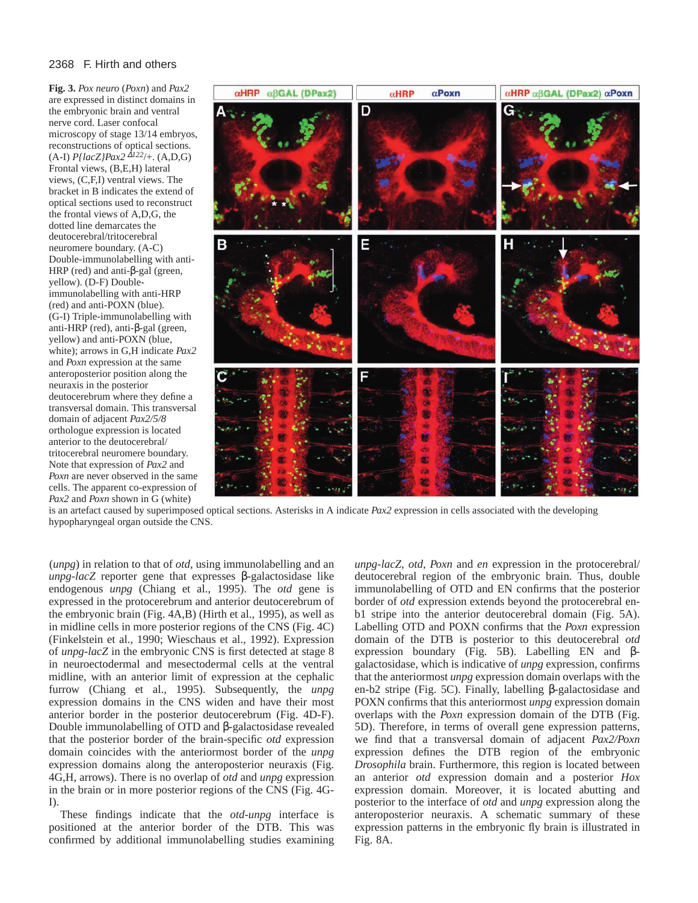**Fig. 3.** *Pox neuro* (*Poxn*) and *Pax2* are expressed in distinct domains in the embryonic brain and ventral nerve cord. Laser confocal microscopy of stage 13/14 embryos, reconstructions of optical sections. (A-I) *P{lacZ}Pax2* $^{\Delta 122}$/+. (A,D,G) Frontal views, (B,E,H) lateral views, (C,F,I) ventral views. The bracket in B indicates the extend of optical sections used to reconstruct the frontal views of A,D,G, the dotted line demarcates the deutocerebral/tritocerebral neuromere boundary. (A-C) Double-immunolabelling with anti-HRP (red) and anti-β-gal (green, yellow). (D-F) Double-immunolabelling with anti-HRP (red) and anti-POXN (blue). (G-I) Triple-immunolabelling with anti-HRP (red), anti-β-gal (green, yellow) and anti-POXN (blue, white); arrows in G,H indicate *Pax2* and *Poxn* expression at the same anteroposterior position along the neuraxis in the posterior deutocerebrum where they define a transversal domain. This transversal domain of adjacent *Pax2/5/8* orthologue expression is located anterior to the deutocerebral/tritocerebral neuromere boundary. Note that expression of *Pax2* and *Poxn* are never observed in the same cells. The apparent co-expression of *Pax2* and *Poxn* shown in G (white) is an artefact caused by superimposed optical sections. Asterisks in A indicate *Pax2* expression in cells associated with the developing hypopharyngeal organ outside the CNS.

(*unpg*) in relation to that of *otd*, using immunolabelling and an *unpg-lacZ* reporter gene that expresses β-galactosidase like endogenous *unpg* (Chiang et al., 1995). The *otd* gene is expressed in the protocerebrum and anterior deutocerebrum of the embryonic brain (Fig. 4A,B) (Hirth et al., 1995), as well as in midline cells in more posterior regions of the CNS (Fig. 4C) (Finkelstein et al., 1990; Wieschaus et al., 1992). Expression of *unpg-lacZ* in the embryonic CNS is first detected at stage 8 in neuroectodermal and mesectodermal cells at the ventral midline, with an anterior limit of expression at the cephalic furrow (Chiang et al., 1995). Subsequently, the *unpg* expression domains in the CNS widen and have their most anterior border in the posterior deutocerebrum (Fig. 4D-F). Double immunolabelling of OTD and β-galactosidase revealed that the posterior border of the brain-specific *otd* expression domain coincides with the anteriormost border of the *unpg* expression domains along the anteroposterior neuraxis (Fig. 4G,H, arrows). There is no overlap of *otd* and *unpg* expression in the brain or in more posterior regions of the CNS (Fig. 4G-I).

These findings indicate that the *otd-unpg* interface is positioned at the anterior border of the DTB. This was confirmed by additional immunolabelling studies examining *unpg-lacZ*, *otd*, *Poxn* and *en* expression in the protocerebral/deutocerebral region of the embryonic brain. Thus, double immunolabelling of OTD and EN confirms that the posterior border of *otd* expression extends beyond the protocerebral en-b1 stripe into the anterior deutocerebral domain (Fig. 5A). Labelling OTD and POXN confirms that the *Poxn* expression domain of the DTB is posterior to this deutocerebral *otd* expression boundary (Fig. 5B). Labelling EN and β-galactosidase, which is indicative of *unpg* expression, confirms that the anteriormost *unpg* expression domain overlaps with the en-b2 stripe (Fig. 5C). Finally, labelling β-galactosidase and POXN confirms that this anteriormost *unpg* expression domain overlaps with the *Poxn* expression domain of the DTB (Fig. 5D). Therefore, in terms of overall gene expression patterns, we find that a transversal domain of adjacent *Pax2/Poxn* expression defines the DTB region of the embryonic *Drosophila* brain. Furthermore, this region is located between an anterior *otd* expression domain and a posterior *Hox* expression domain. Moreover, it is located abutting and posterior to the interface of *otd* and *unpg* expression along the anteroposterior neuraxis. A schematic summary of these expression patterns in the embryonic fly brain is illustrated in Fig. 8A.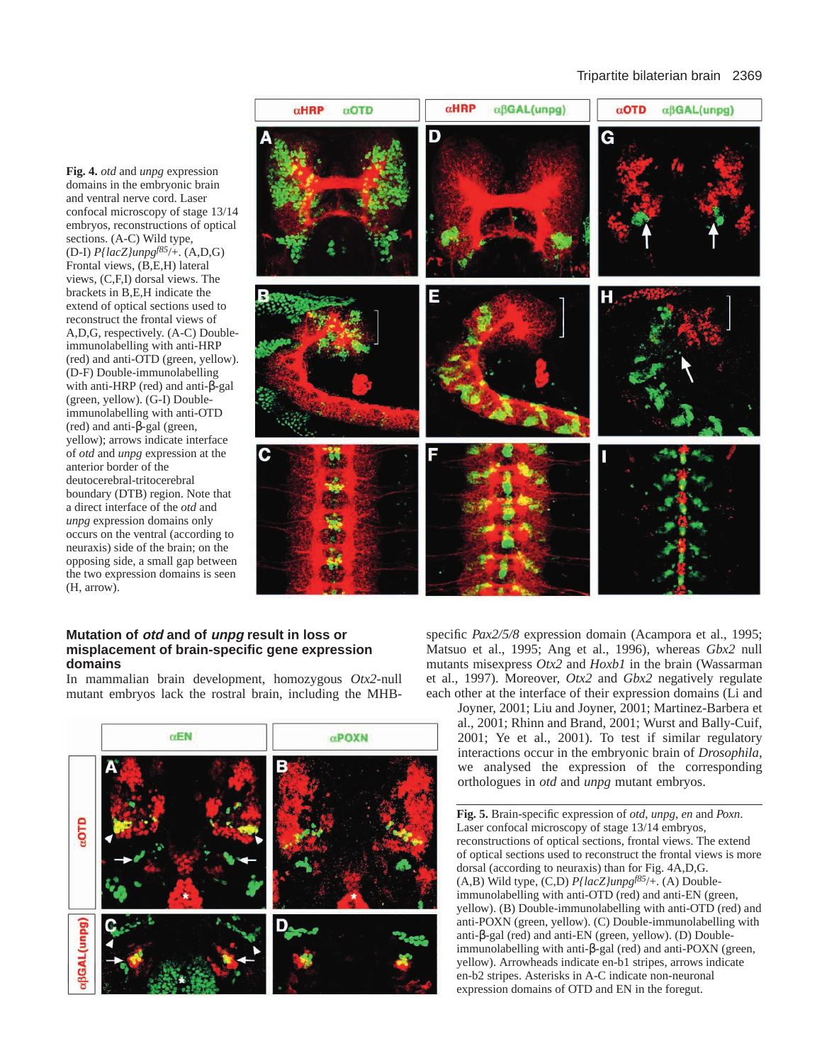**Fig. 4.** *otd* and *unpg* expression domains in the embryonic brain and ventral nerve cord. Laser confocal microscopy of stage 13/14 embryos, reconstructions of optical sections. (A-C) Wild type, (D-I) *P{lacZ}unpg*$^{f85}$/+. (A,D,G) Frontal views, (B,E,H) lateral views, (C,F,I) dorsal views. The brackets in B,E,H indicate the extend of optical sections used to reconstruct the frontal views of A,D,G, respectively. (A-C) Double-immunolabelling with anti-HRP (red) and anti-OTD (green, yellow). (D-F) Double-immunolabelling with anti-HRP (red) and anti-β-gal (green, yellow). (G-I) Double-immunolabelling with anti-OTD (red) and anti-β-gal (green, yellow); arrows indicate interface of *otd* and *unpg* expression at the anterior border of the deutocerebral-tritocerebral boundary (DTB) region. Note that a direct interface of the *otd* and *unpg* expression domains only occurs on the ventral (according to neuraxis) side of the brain; on the opposing side, a small gap between the two expression domains is seen (H, arrow).

### Mutation of *otd* and of *unpg* result in loss or misplacement of brain-specific gene expression domains

In mammalian brain development, homozygous *Otx2*-null mutant embryos lack the rostral brain, including the MHB-specific *Pax2/5/8* expression domain (Acampora et al., 1995; Matsuo et al., 1995; Ang et al., 1996), whereas *Gbx2* null mutants misexpress *Otx2* and *Hoxb1* in the brain (Wassarman et al., 1997). Moreover, *Otx2* and *Gbx2* negatively regulate each other at the interface of their expression domains (Li and Joyner, 2001; Liu and Joyner, 2001; Martinez-Barbera et al., 2001; Rhinn and Brand, 2001; Wurst and Bally-Cuif, 2001; Ye et al., 2001). To test if similar regulatory interactions occur in the embryonic brain of *Drosophila*, we analysed the expression of the corresponding orthologues in *otd* and *unpg* mutant embryos.

**Fig. 5.** Brain-specific expression of *otd*, *unpg*, *en* and *Poxn*. Laser confocal microscopy of stage 13/14 embryos, reconstructions of optical sections, frontal views. The extend of optical sections used to reconstruct the frontal views is more dorsal (according to neuraxis) than for Fig. 4A,D,G. (A,B) Wild type, (C,D) *P{lacZ}unpg*$^{f85}$/+. (A) Double-immunolabelling with anti-OTD (red) and anti-EN (green, yellow). (B) Double-immunolabelling with anti-OTD (red) and anti-POXN (green, yellow). (C) Double-immunolabelling with anti-β-gal (red) and anti-EN (green, yellow). (D) Double-immunolabelling with anti-β-gal (red) and anti-POXN (green, yellow). Arrowheads indicate en-b1 stripes, arrows indicate en-b2 stripes. Asterisks in A-C indicate non-neuronal expression domains of OTD and EN in the foregut.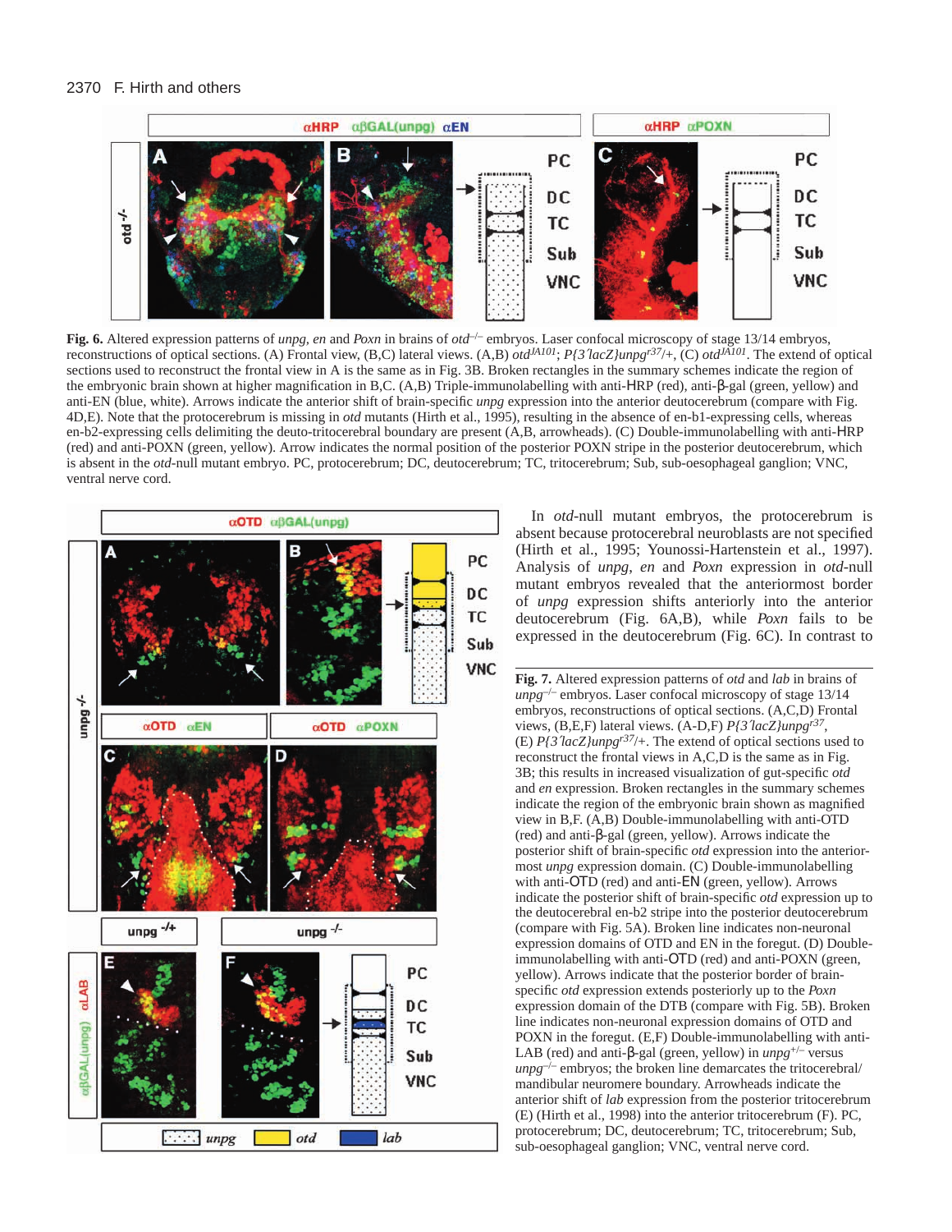**Fig. 6.** Altered expression patterns of *unpg*, *en* and *Poxn* in brains of *otd*$^{-/-}$ embryos. Laser confocal microscopy of stage 13/14 embryos, reconstructions of optical sections. (A) Frontal view, (B,C) lateral views. (A,B) *otd*$^{JA101}$; *P{3′lacZ}unpg*$^{r37}$/+, (C) *otd*$^{JA101}$. The extend of optical sections used to reconstruct the frontal view in A is the same as in Fig. 3B. Broken rectangles in the summary schemes indicate the region of the embryonic brain shown at higher magnification in B,C. (A,B) Triple-immunolabelling with anti-HRP (red), anti-β-gal (green, yellow) and anti-EN (blue, white). Arrows indicate the anterior shift of brain-specific *unpg* expression into the anterior deutocerebrum (compare with Fig. 4D,E). Note that the protocerebrum is missing in *otd* mutants (Hirth et al., 1995), resulting in the absence of en-b1-expressing cells, whereas en-b2-expressing cells delimiting the deuto-tritocerebral boundary are present (A,B, arrowheads). (C) Double-immunolabelling with anti-HRP (red) and anti-POXN (green, yellow). Arrow indicates the normal position of the posterior POXN stripe in the posterior deutocerebrum, which is absent in the *otd*-null mutant embryo. PC, protocerebrum; DC, deutocerebrum; TC, tritocerebrum; Sub, sub-oesophageal ganglion; VNC, ventral nerve cord.

In *otd*-null mutant embryos, the protocerebrum is absent because protocerebral neuroblasts are not specified (Hirth et al., 1995; Younossi-Hartenstein et al., 1997). Analysis of *unpg*, *en* and *Poxn* expression in *otd*-null mutant embryos revealed that the anteriormost border of *unpg* expression shifts anteriorly into the anterior deutocerebrum (Fig. 6A,B), while *Poxn* fails to be expressed in the deutocerebrum (Fig. 6C). In contrast to

**Fig. 7.** Altered expression patterns of *otd* and *lab* in brains of *unpg*$^{-/-}$ embryos. Laser confocal microscopy of stage 13/14 embryos, reconstructions of optical sections. (A,C,D) Frontal views, (B,E,F) lateral views. (A-D,F) *P{3′lacZ}unpg*$^{r37}$, (E) *P{3′lacZ}unpg*$^{r37}$/+. The extend of optical sections used to reconstruct the frontal views in A,C,D is the same as in Fig. 3B; this results in increased visualization of gut-specific *otd* and *en* expression. Broken rectangles in the summary schemes indicate the region of the embryonic brain shown as magnified view in B,F. (A,B) Double-immunolabelling with anti-OTD (red) and anti-β-gal (green, yellow). Arrows indicate the posterior shift of brain-specific *otd* expression into the anteriormost *unpg* expression domain. (C) Double-immunolabelling with anti-OTD (red) and anti-EN (green, yellow). Arrows indicate the posterior shift of brain-specific *otd* expression up to the deutocerebral en-b2 stripe into the posterior deutocerebrum (compare with Fig. 5A). Broken line indicates non-neuronal expression domains of OTD and EN in the foregut. (D) Double-immunolabelling with anti-OTD (red) and anti-POXN (green, yellow). Arrows indicate that the posterior border of brain-specific *otd* expression extends posteriorly up to the *Poxn* expression domain of the DTB (compare with Fig. 5B). Broken line indicates non-neuronal expression domains of OTD and POXN in the foregut. (E,F) Double-immunolabelling with anti-LAB (red) and anti-β-gal (green, yellow) in *unpg*$^{+/-}$ versus *unpg*$^{-/-}$ embryos; the broken line demarcates the tritocerebral/mandibular neuromere boundary. Arrowheads indicate the anterior shift of *lab* expression from the posterior tritocerebrum (E) (Hirth et al., 1998) into the anterior tritocerebrum (F). PC, protocerebrum; DC, deutocerebrum; TC, tritocerebrum; Sub, sub-oesophageal ganglion; VNC, ventral nerve cord.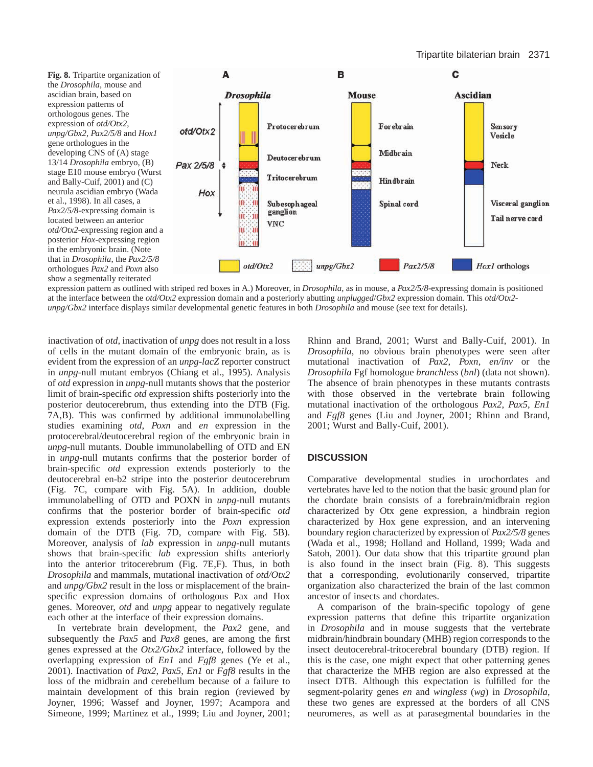**Fig. 8.** Tripartite organization of the *Drosophila*, mouse and ascidian brain, based on expression patterns of orthologous genes. The expression of *otd/Otx2*, *unpg/Gbx2*, *Pax2/5/8* and *Hox1* gene orthologues in the developing CNS of (A) stage 13/14 *Drosophila* embryo, (B) stage E10 mouse embryo (Wurst and Bally-Cuif, 2001) and (C) neurula ascidian embryo (Wada et al., 1998). In all cases, a *Pax2/5/8*-expressing domain is located between an anterior *otd/Otx2*-expressing region and a posterior *Hox*-expressing region in the embryonic brain. (Note that in *Drosophila*, the *Pax2/5/8* orthologues *Pax2* and *Poxn* also show a segmentally reiterated expression pattern as outlined with striped red boxes in A.) Moreover, in *Drosophila*, as in mouse, a *Pax2/5/8*-expressing domain is positioned at the interface between the *otd/Otx2* expression domain and a posteriorly abutting *unplugged*/*Gbx2* expression domain. This *otd/Otx2*-*unpg/Gbx2* interface displays similar developmental genetic features in both *Drosophila* and mouse (see text for details).

inactivation of *otd*, inactivation of *unpg* does not result in a loss of cells in the mutant domain of the embryonic brain, as is evident from the expression of an *unpg-lacZ* reporter construct in *unpg*-null mutant embryos (Chiang et al., 1995). Analysis of *otd* expression in *unpg*-null mutants shows that the posterior limit of brain-specific *otd* expression shifts posteriorly into the posterior deutocerebrum, thus extending into the DTB (Fig. 7A,B). This was confirmed by additional immunolabelling studies examining *otd*, *Poxn* and *en* expression in the protocerebral/deutocerebral region of the embryonic brain in *unpg*-null mutants. Double immunolabelling of OTD and EN in *unpg*-null mutants confirms that the posterior border of brain-specific *otd* expression extends posteriorly to the deutocerebral en-b2 stripe into the posterior deutocerebrum (Fig. 7C, compare with Fig. 5A). In addition, double immunolabelling of OTD and POXN in *unpg*-null mutants confirms that the posterior border of brain-specific *otd* expression extends posteriorly into the *Poxn* expression domain of the DTB (Fig. 7D, compare with Fig. 5B). Moreover, analysis of *lab* expression in *unpg*-null mutants shows that brain-specific *lab* expression shifts anteriorly into the anterior tritocerebrum (Fig. 7E,F). Thus, in both *Drosophila* and mammals, mutational inactivation of *otd/Otx2* and *unpg/Gbx2* result in the loss or misplacement of the brain-specific expression domains of orthologous Pax and Hox genes. Moreover, *otd* and *unpg* appear to negatively regulate each other at the interface of their expression domains.

In vertebrate brain development, the *Pax2* gene, and subsequently the *Pax5* and *Pax8* genes, are among the first genes expressed at the *Otx2/Gbx2* interface, followed by the overlapping expression of *En1* and *Fgf8* genes (Ye et al., 2001). Inactivation of *Pax2*, *Pax5*, *En1* or *Fgf8* results in the loss of the midbrain and cerebellum because of a failure to maintain development of this brain region (reviewed by Joyner, 1996; Wassef and Joyner, 1997; Acampora and Simeone, 1999; Martinez et al., 1999; Liu and Joyner, 2001; Rhinn and Brand, 2001; Wurst and Bally-Cuif, 2001). In *Drosophila*, no obvious brain phenotypes were seen after mutational inactivation of *Pax2*, *Poxn*, *en/inv* or the *Drosophila* Fgf homologue *branchless* (*bnl*) (data not shown). The absence of brain phenotypes in these mutants contrasts with those observed in the vertebrate brain following mutational inactivation of the orthologous *Pax2*, *Pax5*, *En1* and *Fgf8* genes (Liu and Joyner, 2001; Rhinn and Brand, 2001; Wurst and Bally-Cuif, 2001).

## DISCUSSION

Comparative developmental studies in urochordates and vertebrates have led to the notion that the basic ground plan for the chordate brain consists of a forebrain/midbrain region characterized by Otx gene expression, a hindbrain region characterized by Hox gene expression, and an intervening boundary region characterized by expression of *Pax2/5/8* genes (Wada et al., 1998; Holland and Holland, 1999; Wada and Satoh, 2001). Our data show that this tripartite ground plan is also found in the insect brain (Fig. 8). This suggests that a corresponding, evolutionarily conserved, tripartite organization also characterized the brain of the last common ancestor of insects and chordates.

A comparison of the brain-specific topology of gene expression patterns that define this tripartite organization in *Drosophila* and in mouse suggests that the vertebrate midbrain/hindbrain boundary (MHB) region corresponds to the insect deutocerebral-tritocerebral boundary (DTB) region. If this is the case, one might expect that other patterning genes that characterize the MHB region are also expressed at the insect DTB. Although this expectation is fulfilled for the segment-polarity genes *en* and *wingless* (*wg*) in *Drosophila*, these two genes are expressed at the borders of all CNS neuromeres, as well as at parasegmental boundaries in the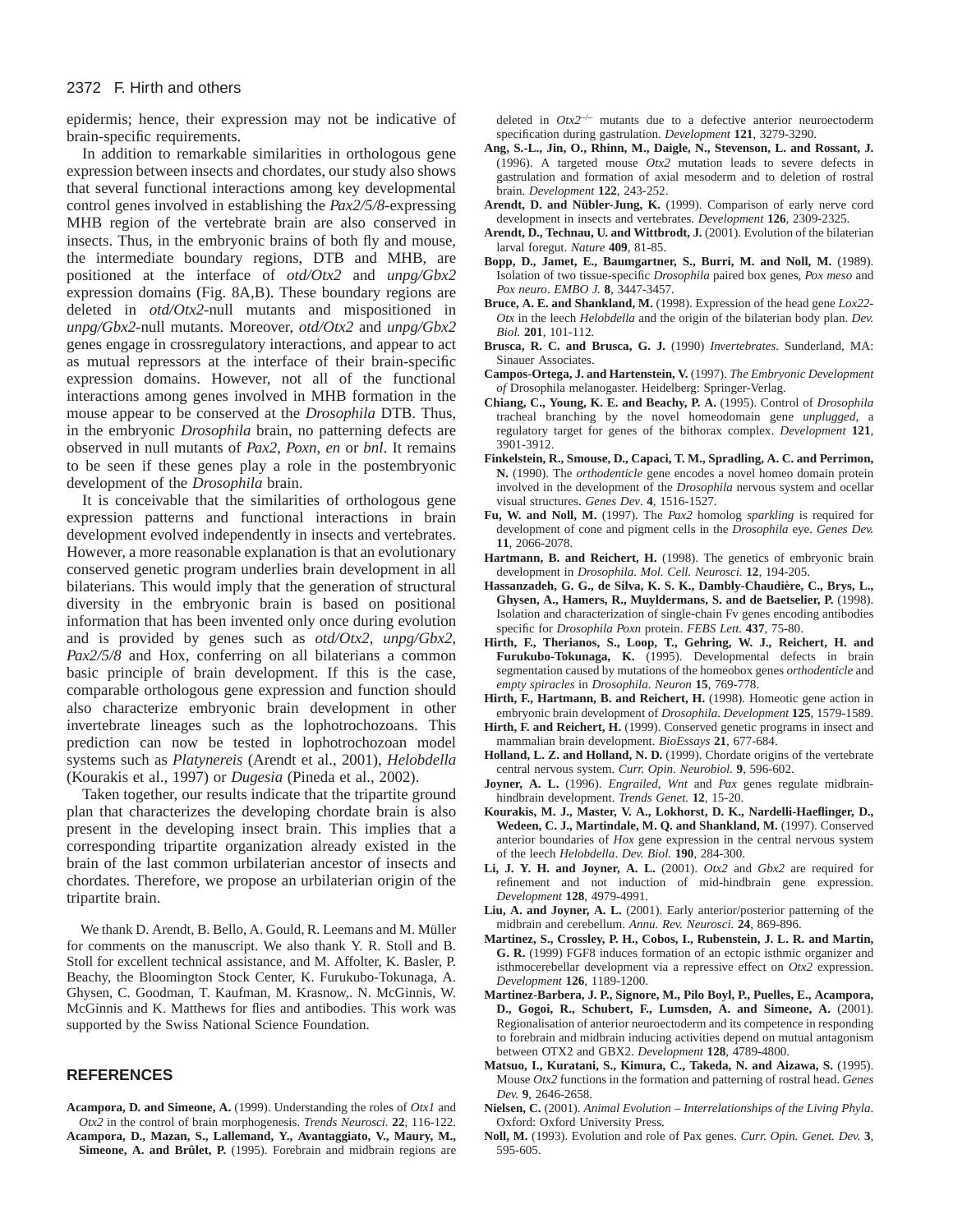epidermis; hence, their expression may not be indicative of brain-specific requirements.

In addition to remarkable similarities in orthologous gene expression between insects and chordates, our study also shows that several functional interactions among key developmental control genes involved in establishing the *Pax2/5/8*-expressing MHB region of the vertebrate brain are also conserved in insects. Thus, in the embryonic brains of both fly and mouse, the intermediate boundary regions, DTB and MHB, are positioned at the interface of *otd/Otx2* and *unpg/Gbx2* expression domains (Fig. 8A,B). These boundary regions are deleted in *otd/Otx2*-null mutants and mispositioned in *unpg/Gbx2*-null mutants. Moreover, *otd/Otx2* and *unpg/Gbx2* genes engage in crossregulatory interactions, and appear to act as mutual repressors at the interface of their brain-specific expression domains. However, not all of the functional interactions among genes involved in MHB formation in the mouse appear to be conserved at the *Drosophila* DTB. Thus, in the embryonic *Drosophila* brain, no patterning defects are observed in null mutants of *Pax2*, *Poxn*, *en* or *bnl*. It remains to be seen if these genes play a role in the postembryonic development of the *Drosophila* brain.

It is conceivable that the similarities of orthologous gene expression patterns and functional interactions in brain development evolved independently in insects and vertebrates. However, a more reasonable explanation is that an evolutionary conserved genetic program underlies brain development in all bilaterians. This would imply that the generation of structural diversity in the embryonic brain is based on positional information that has been invented only once during evolution and is provided by genes such as *otd/Otx2*, *unpg/Gbx2*, *Pax2/5/8* and Hox, conferring on all bilaterians a common basic principle of brain development. If this is the case, comparable orthologous gene expression and function should also characterize embryonic brain development in other invertebrate lineages such as the lophotrochozoans. This prediction can now be tested in lophotrochozoan model systems such as *Platynereis* (Arendt et al., 2001), *Helobdella* (Kourakis et al., 1997) or *Dugesia* (Pineda et al., 2002).

Taken together, our results indicate that the tripartite ground plan that characterizes the developing chordate brain is also present in the developing insect brain. This implies that a corresponding tripartite organization already existed in the brain of the last common urbilaterian ancestor of insects and chordates. Therefore, we propose an urbilaterian origin of the tripartite brain.

We thank D. Arendt, B. Bello, A. Gould, R. Leemans and M. Müller for comments on the manuscript. We also thank Y. R. Stoll and B. Stoll for excellent technical assistance, and M. Affolter, K. Basler, P. Beachy, the Bloomington Stock Center, K. Furukubo-Tokunaga, A. Ghysen, C. Goodman, T. Kaufman, M. Krasnow,. N. McGinnis, W. McGinnis and K. Matthews for flies and antibodies. This work was supported by the Swiss National Science Foundation.

## REFERENCES

**Acampora, D. and Simeone, A.** (1999). Understanding the roles of *Otx1* and *Otx2* in the control of brain morphogenesis. *Trends Neurosci.* **22**, 116-122.

**Acampora, D., Mazan, S., Lallemand, Y., Avantaggiato, V., Maury, M., Simeone, A. and Brûlet, P.** (1995). Forebrain and midbrain regions are deleted in *Otx2*$^{-/-}$ mutants due to a defective anterior neuroectoderm specification during gastrulation. *Development* **121**, 3279-3290.

**Ang, S.-L., Jin, O., Rhinn, M., Daigle, N., Stevenson, L. and Rossant, J.** (1996). A targeted mouse *Otx2* mutation leads to severe defects in gastrulation and formation of axial mesoderm and to deletion of rostral brain. *Development* **122**, 243-252.

**Arendt, D. and Nübler-Jung, K.** (1999). Comparison of early nerve cord development in insects and vertebrates. *Development* **126**, 2309-2325.

**Arendt, D., Technau, U. and Wittbrodt, J.** (2001). Evolution of the bilaterian larval foregut. *Nature* **409**, 81-85.

**Bopp, D., Jamet, E., Baumgartner, S., Burri, M. and Noll, M.** (1989). Isolation of two tissue-specific *Drosophila* paired box genes, *Pox meso* and *Pox neuro*. *EMBO J.* **8**, 3447-3457.

**Bruce, A. E. and Shankland, M.** (1998). Expression of the head gene *Lox22-Otx* in the leech *Helobdella* and the origin of the bilaterian body plan. *Dev. Biol.* **201**, 101-112.

**Brusca, R. C. and Brusca, G. J.** (1990) *Invertebrates*. Sunderland, MA: Sinauer Associates.

**Campos-Ortega, J. and Hartenstein, V.** (1997). *The Embryonic Development of* Drosophila melanogaster. Heidelberg: Springer-Verlag.

**Chiang, C., Young, K. E. and Beachy, P. A.** (1995). Control of *Drosophila* tracheal branching by the novel homeodomain gene *unplugged*, a regulatory target for genes of the bithorax complex. *Development* **121**, 3901-3912.

**Finkelstein, R., Smouse, D., Capaci, T. M., Spradling, A. C. and Perrimon, N.** (1990). The *orthodenticle* gene encodes a novel homeo domain protein involved in the development of the *Drosophila* nervous system and ocellar visual structures. *Genes Dev*. **4**, 1516-1527.

**Fu, W. and Noll, M.** (1997). The *Pax2* homolog *sparkling* is required for development of cone and pigment cells in the *Drosophila* eye. *Genes Dev.* **11**, 2066-2078.

**Hartmann, B. and Reichert, H.** (1998). The genetics of embryonic brain development in *Drosophila*. *Mol. Cell. Neurosci.* **12**, 194-205.

**Hassanzadeh, G. G., de Silva, K. S. K., Dambly-Chaudière, C., Brys, L., Ghysen, A., Hamers, R., Muyldermans, S. and de Baetselier, P.** (1998). Isolation and characterization of single-chain Fv genes encoding antibodies specific for *Drosophila Poxn* protein. *FEBS Lett.* **437**, 75-80.

**Hirth, F., Therianos, S., Loop, T., Gehring, W. J., Reichert, H. and Furukubo-Tokunaga, K.** (1995). Developmental defects in brain segmentation caused by mutations of the homeobox genes *orthodenticle* and *empty spiracles* in *Drosophila*. *Neuron* **15**, 769-778.

**Hirth, F., Hartmann, B. and Reichert, H.** (1998). Homeotic gene action in embryonic brain development of *Drosophila*. *Development* **125**, 1579-1589.

**Hirth, F. and Reichert, H.** (1999). Conserved genetic programs in insect and mammalian brain development. *BioEssays* **21**, 677-684.

**Holland, L. Z. and Holland, N. D.** (1999). Chordate origins of the vertebrate central nervous system. *Curr. Opin. Neurobiol.* **9**, 596-602.

**Joyner, A. L.** (1996). *Engrailed*, *Wnt* and *Pax* genes regulate midbrain-hindbrain development. *Trends Genet.* **12**, 15-20.

**Kourakis, M. J., Master, V. A., Lokhorst, D. K., Nardelli-Haeflinger, D., Wedeen, C. J., Martindale, M. Q. and Shankland, M.** (1997). Conserved anterior boundaries of *Hox* gene expression in the central nervous system of the leech *Helobdella*. *Dev. Biol.* **190**, 284-300.

**Li, J. Y. H. and Joyner, A. L.** (2001). *Otx2* and *Gbx2* are required for refinement and not induction of mid-hindbrain gene expression. *Development* **128**, 4979-4991.

**Liu, A. and Joyner, A. L.** (2001). Early anterior/posterior patterning of the midbrain and cerebellum. *Annu. Rev. Neurosci.* **24**, 869-896.

**Martinez, S., Crossley, P. H., Cobos, I., Rubenstein, J. L. R. and Martin, G. R.** (1999) FGF8 induces formation of an ectopic isthmic organizer and isthmocerebellar development via a repressive effect on *Otx2* expression. *Development* **126**, 1189-1200.

**Martinez-Barbera, J. P., Signore, M., Pilo Boyl, P., Puelles, E., Acampora, D., Gogoi, R., Schubert, F., Lumsden, A. and Simeone, A.** (2001). Regionalisation of anterior neuroectoderm and its competence in responding to forebrain and midbrain inducing activities depend on mutual antagonism between OTX2 and GBX2. *Development* **128**, 4789-4800.

**Matsuo, I., Kuratani, S., Kimura, C., Takeda, N. and Aizawa, S.** (1995). Mouse *Otx2* functions in the formation and patterning of rostral head. *Genes Dev.* **9**, 2646-2658.

**Nielsen, C.** (2001). *Animal Evolution – Interrelationships of the Living Phyla*. Oxford: Oxford University Press.

**Noll, M.** (1993). Evolution and role of Pax genes. *Curr. Opin. Genet. Dev.* **3**, 595-605.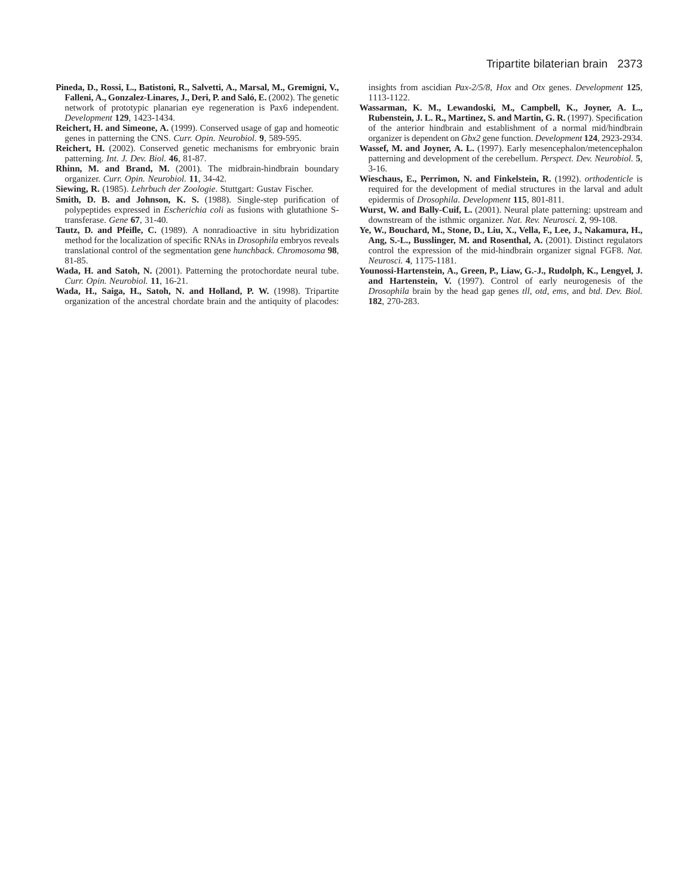**Pineda, D., Rossi, L., Batistoni, R., Salvetti, A., Marsal, M., Gremigni, V., Falleni, A., Gonzalez-Linares, J., Deri, P. and Saló, E.** (2002). The genetic network of prototypic planarian eye regeneration is Pax6 independent. *Development* **129**, 1423-1434.

**Reichert, H. and Simeone, A.** (1999). Conserved usage of gap and homeotic genes in patterning the CNS. *Curr. Opin. Neurobiol.* **9**, 589-595.

**Reichert, H.** (2002). Conserved genetic mechanisms for embryonic brain patterning. *Int. J. Dev. Biol.* **46**, 81-87.

**Rhinn, M. and Brand, M.** (2001). The midbrain-hindbrain boundary organizer. *Curr. Opin. Neurobiol.* **11**, 34-42.

**Siewing, R.** (1985). *Lehrbuch der Zoologie*. Stuttgart: Gustav Fischer.

**Smith, D. B. and Johnson, K. S.** (1988). Single-step purification of polypeptides expressed in *Escherichia coli* as fusions with glutathione S-transferase. *Gene* **67**, 31-40.

**Tautz, D. and Pfeifle, C.** (1989). A nonradioactive in situ hybridization method for the localization of specific RNAs in *Drosophila* embryos reveals translational control of the segmentation gene *hunchback*. *Chromosoma* **98**, 81-85.

**Wada, H. and Satoh, N.** (2001). Patterning the protochordate neural tube. *Curr. Opin. Neurobiol.* **11**, 16-21.

**Wada, H., Saiga, H., Satoh, N. and Holland, P. W.** (1998). Tripartite organization of the ancestral chordate brain and the antiquity of placodes: insights from ascidian *Pax-2/5/8*, *Hox* and *Otx* genes. *Development* **125**, 1113-1122.

**Wassarman, K. M., Lewandoski, M., Campbell, K., Joyner, A. L., Rubenstein, J. L. R., Martinez, S. and Martin, G. R.** (1997). Specification of the anterior hindbrain and establishment of a normal mid/hindbrain organizer is dependent on *Gbx2* gene function. *Development* **124**, 2923-2934.

**Wassef, M. and Joyner, A. L.** (1997). Early mesencephalon/metencephalon patterning and development of the cerebellum. *Perspect. Dev. Neurobiol.* **5**, 3-16.

**Wieschaus, E., Perrimon, N. and Finkelstein, R.** (1992). *orthodenticle* is required for the development of medial structures in the larval and adult epidermis of *Drosophila*. *Development* **115**, 801-811.

**Wurst, W. and Bally-Cuif, L.** (2001). Neural plate patterning: upstream and downstream of the isthmic organizer. *Nat. Rev. Neurosci.* **2**, 99-108.

**Ye, W., Bouchard, M., Stone, D., Liu, X., Vella, F., Lee, J., Nakamura, H., Ang, S.-L., Busslinger, M. and Rosenthal, A.** (2001). Distinct regulators control the expression of the mid-hindbrain organizer signal FGF8. *Nat. Neurosci.* **4**, 1175-1181.

**Younossi-Hartenstein, A., Green, P., Liaw, G.-J., Rudolph, K., Lengyel, J. and Hartenstein, V.** (1997). Control of early neurogenesis of the *Drosophila* brain by the head gap genes *tll*, *otd*, *ems*, and *btd*. *Dev. Biol.* **182**, 270-283.